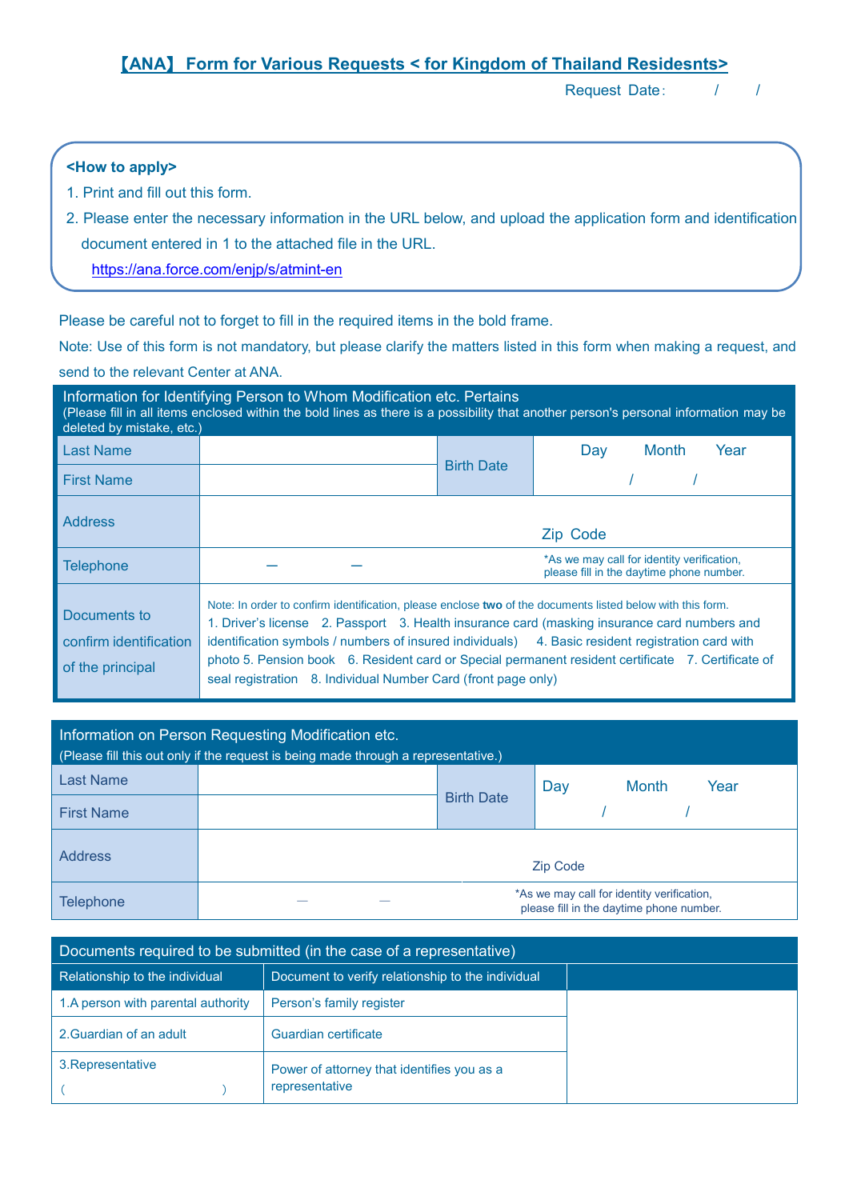# 【ANA】 Form for Various Requests < for Kingdom of Thailand Residesnts>

Request Date： / /

**<How to apply>**

1. Print and fill out this form.
2. Please enter the necessary information in the URL below, and upload the application form and identification document entered in 1 to the attached file in the URL.
   https://ana.force.com/enjp/s/atmint-en

Please be careful not to forget to fill in the required items in the bold frame.

Note: Use of this form is not mandatory, but please clarify the matters listed in this form when making a request, and send to the relevant Center at ANA.

| Information for Identifying Person to Whom Modification etc. Pertains (Please fill in all items enclosed within the bold lines as there is a possibility that another person's personal information may be deleted by mistake, etc.) | | | |
|---|---|---|---|
| Last Name | | Birth Date | Day Month Year |
| First Name | | | / / |
| Address | Zip Code | | |
| Telephone | — — | *As we may call for identity verification, please fill in the daytime phone number. | |
| Documents to confirm identification of the principal | Note: In order to confirm identification, please enclose **two** of the documents listed below with this form. 1. Driver's license 2. Passport 3. Health insurance card (masking insurance card numbers and identification symbols / numbers of insured individuals) 4. Basic resident registration card with photo 5. Pension book 6. Resident card or Special permanent resident certificate 7. Certificate of seal registration 8. Individual Number Card (front page only) | | |

| Information on Person Requesting Modification etc. (Please fill this out only if the request is being made through a representative.) | | | |
|---|---|---|---|
| Last Name | | Birth Date | Day Month Year |
| First Name | | | / / |
| Address | Zip Code | | |
| Telephone | — — | *As we may call for identity verification, please fill in the daytime phone number. | |

| Documents required to be submitted (in the case of a representative) | | |
|---|---|---|
| Relationship to the individual | Document to verify relationship to the individual | |
| 1.A person with parental authority | Person's family register | |
| 2.Guardian of an adult | Guardian certificate | |
| 3.Representative ( ) | Power of attorney that identifies you as a representative | |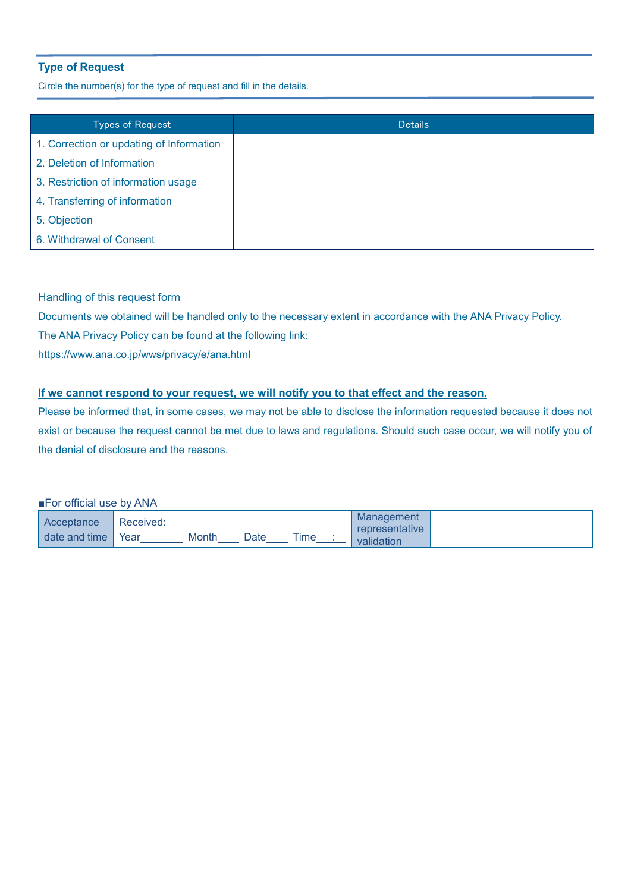## Type of Request

Circle the number(s) for the type of request and fill in the details.

| Types of Request | Details |
|---|---|
| 1. Correction or updating of Information<br>2. Deletion of Information<br>3. Restriction of information usage<br>4. Transferring of information<br>5. Objection<br>6. Withdrawal of Consent | |

Handling of this request form

Documents we obtained will be handled only to the necessary extent in accordance with the ANA Privacy Policy.
The ANA Privacy Policy can be found at the following link:
https://www.ana.co.jp/wws/privacy/e/ana.html

**If we cannot respond to your request, we will notify you to that effect and the reason.**

Please be informed that, in some cases, we may not be able to disclose the information requested because it does not exist or because the request cannot be met due to laws and regulations. Should such case occur, we will notify you of the denial of disclosure and the reasons.

■For official use by ANA

| Acceptance date and time | Received:<br>Year_______ Month____ Date____ Time___:__ | Management representative validation | |
|---|---|---|---|